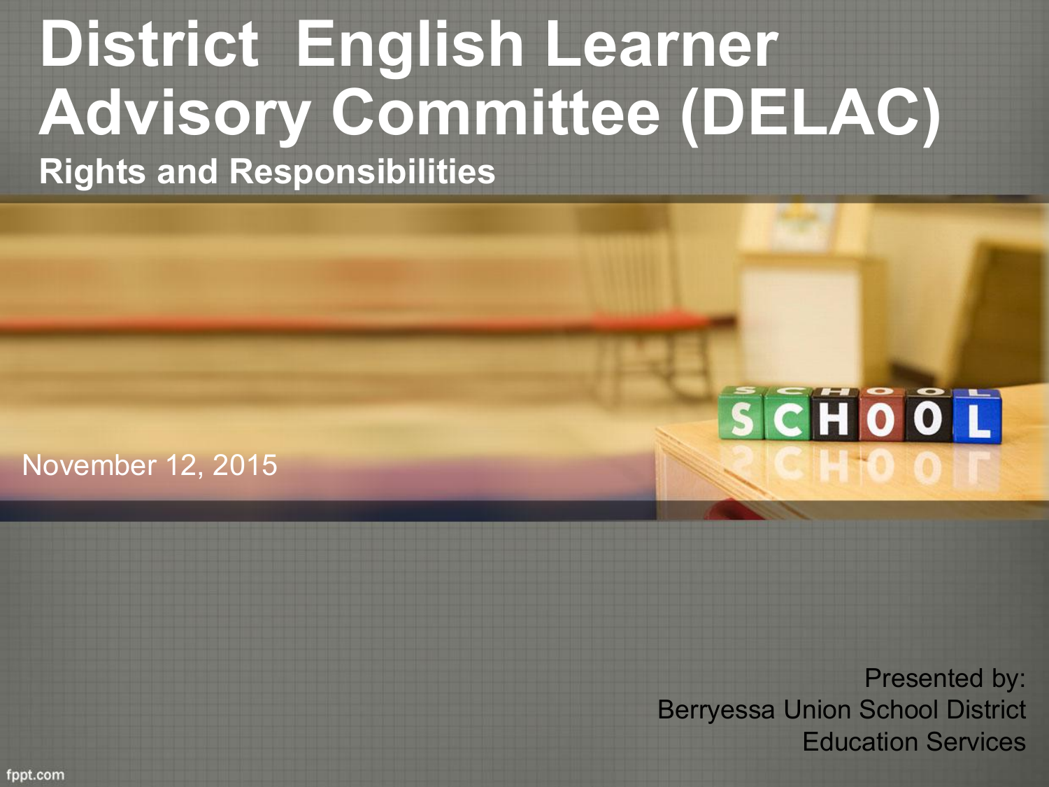# District English Learner Advisory Committee (DELAC)

## Rights and Responsibilities

November 12, 2015

Presented by:
Berryessa Union School District
Education Services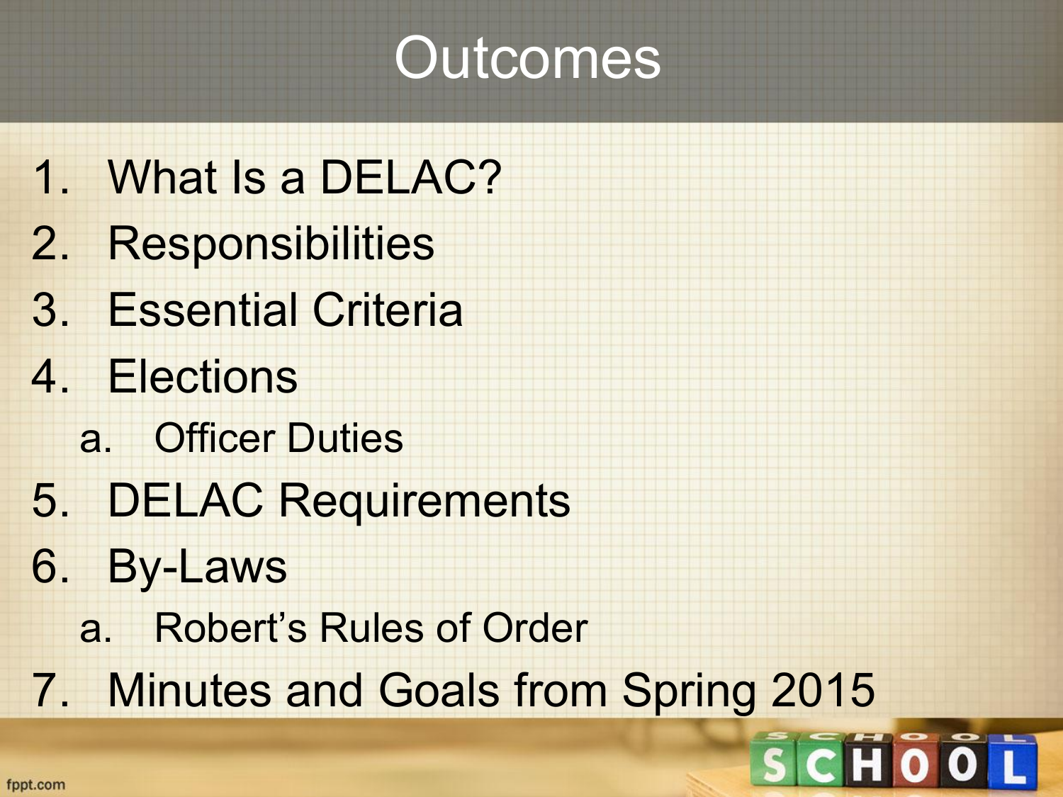# Outcomes

1. What Is a DELAC?
2. Responsibilities
3. Essential Criteria
4. Elections
   a. Officer Duties
5. DELAC Requirements
6. By-Laws
   a. Robert's Rules of Order
7. Minutes and Goals from Spring 2015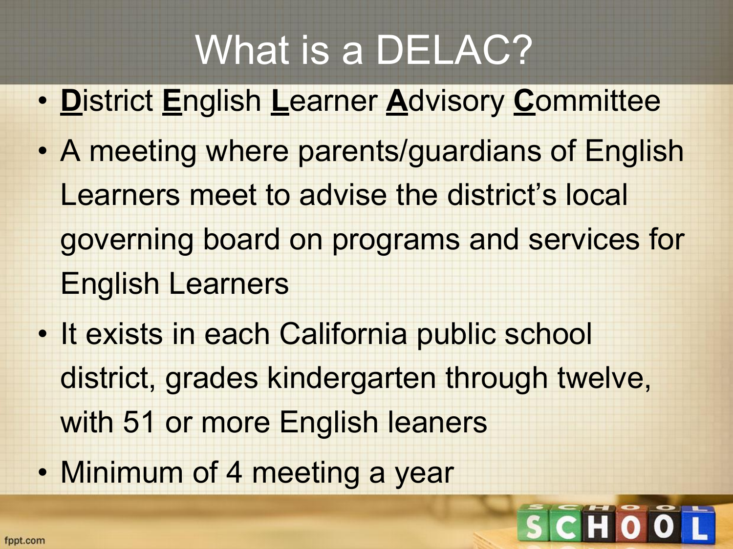# What is a DELAC?

- **D**istrict **E**nglish **L**earner **A**dvisory **C**ommittee
- A meeting where parents/guardians of English Learners meet to advise the district's local governing board on programs and services for English Learners
- It exists in each California public school district, grades kindergarten through twelve, with 51 or more English leaners
- Minimum of 4 meeting a year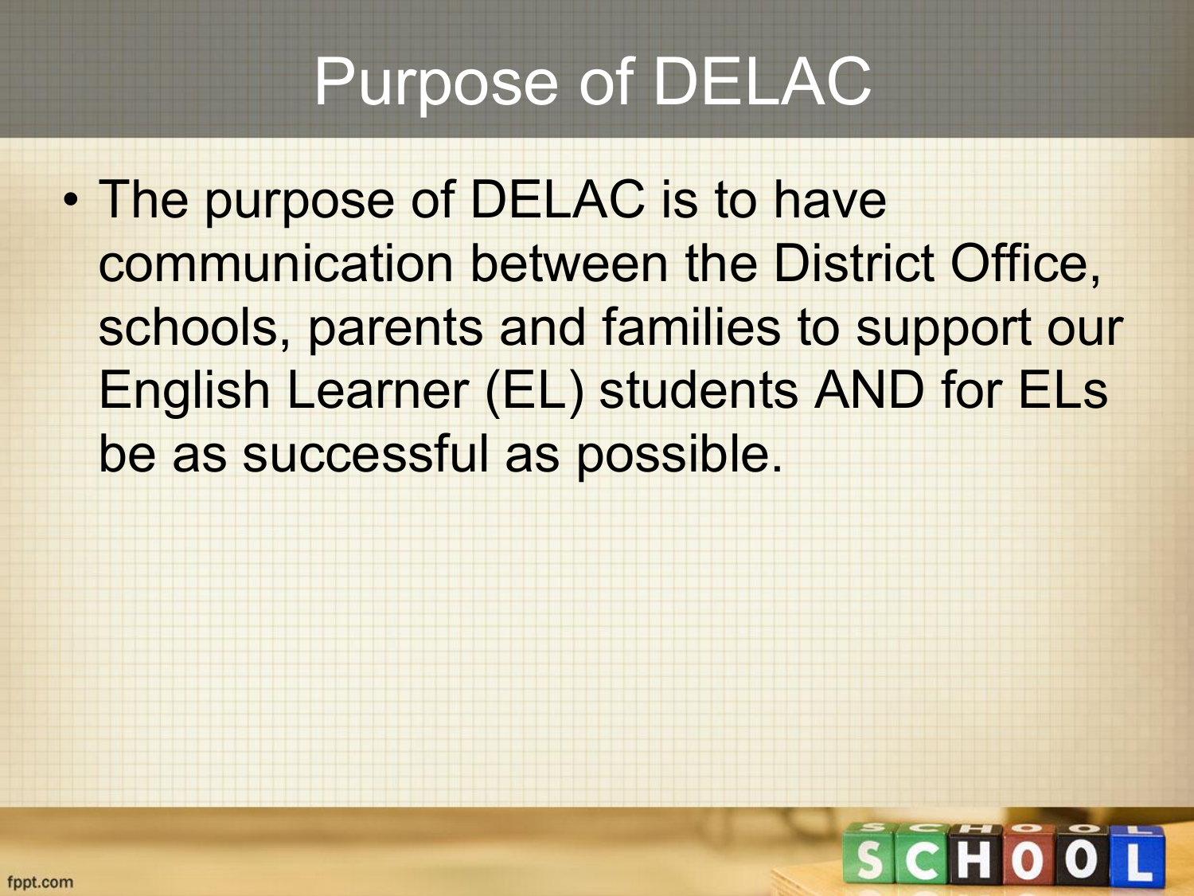# Purpose of DELAC

- The purpose of DELAC is to have communication between the District Office, schools, parents and families to support our English Learner (EL) students AND for ELs be as successful as possible.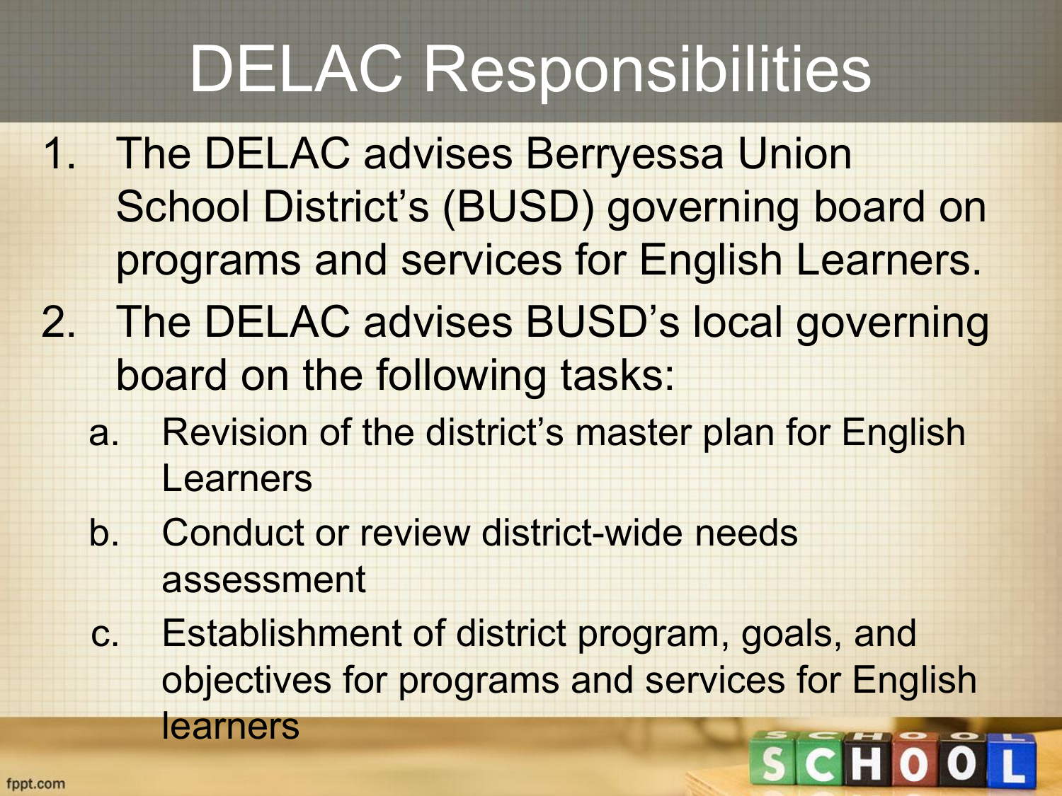# DELAC Responsibilities

1. The DELAC advises Berryessa Union School District's (BUSD) governing board on programs and services for English Learners.
2. The DELAC advises BUSD's local governing board on the following tasks:
   a. Revision of the district's master plan for English Learners
   b. Conduct or review district-wide needs assessment
   c. Establishment of district program, goals, and objectives for programs and services for English learners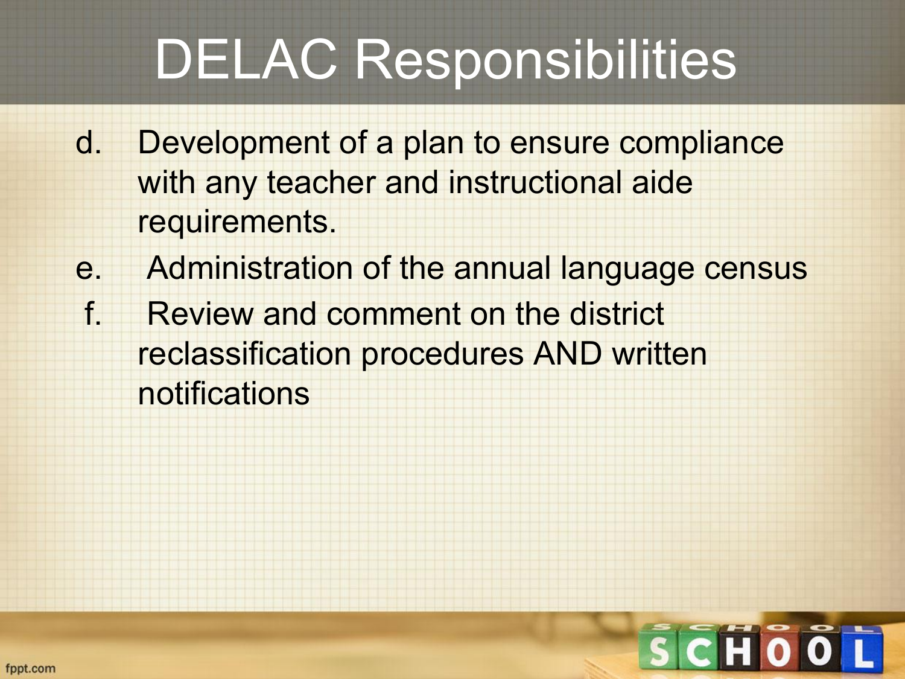# DELAC Responsibilities

d. Development of a plan to ensure compliance with any teacher and instructional aide requirements.

e. Administration of the annual language census

f. Review and comment on the district reclassification procedures AND written notifications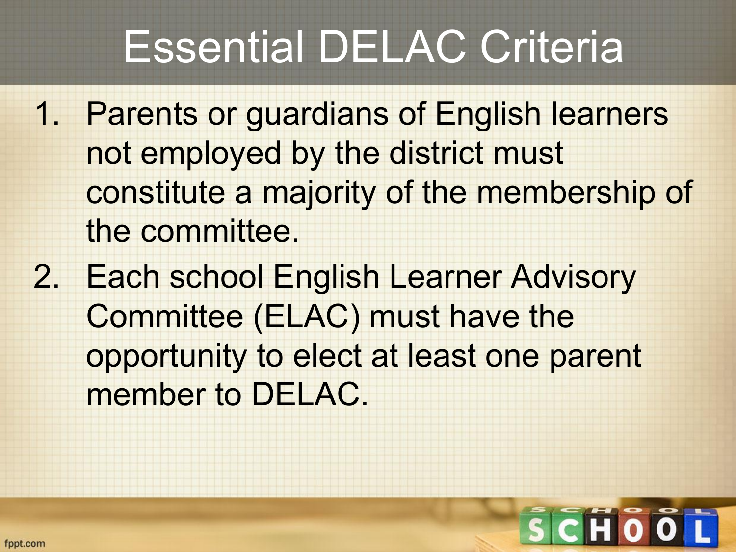# Essential DELAC Criteria

1. Parents or guardians of English learners not employed by the district must constitute a majority of the membership of the committee.
2. Each school English Learner Advisory Committee (ELAC) must have the opportunity to elect at least one parent member to DELAC.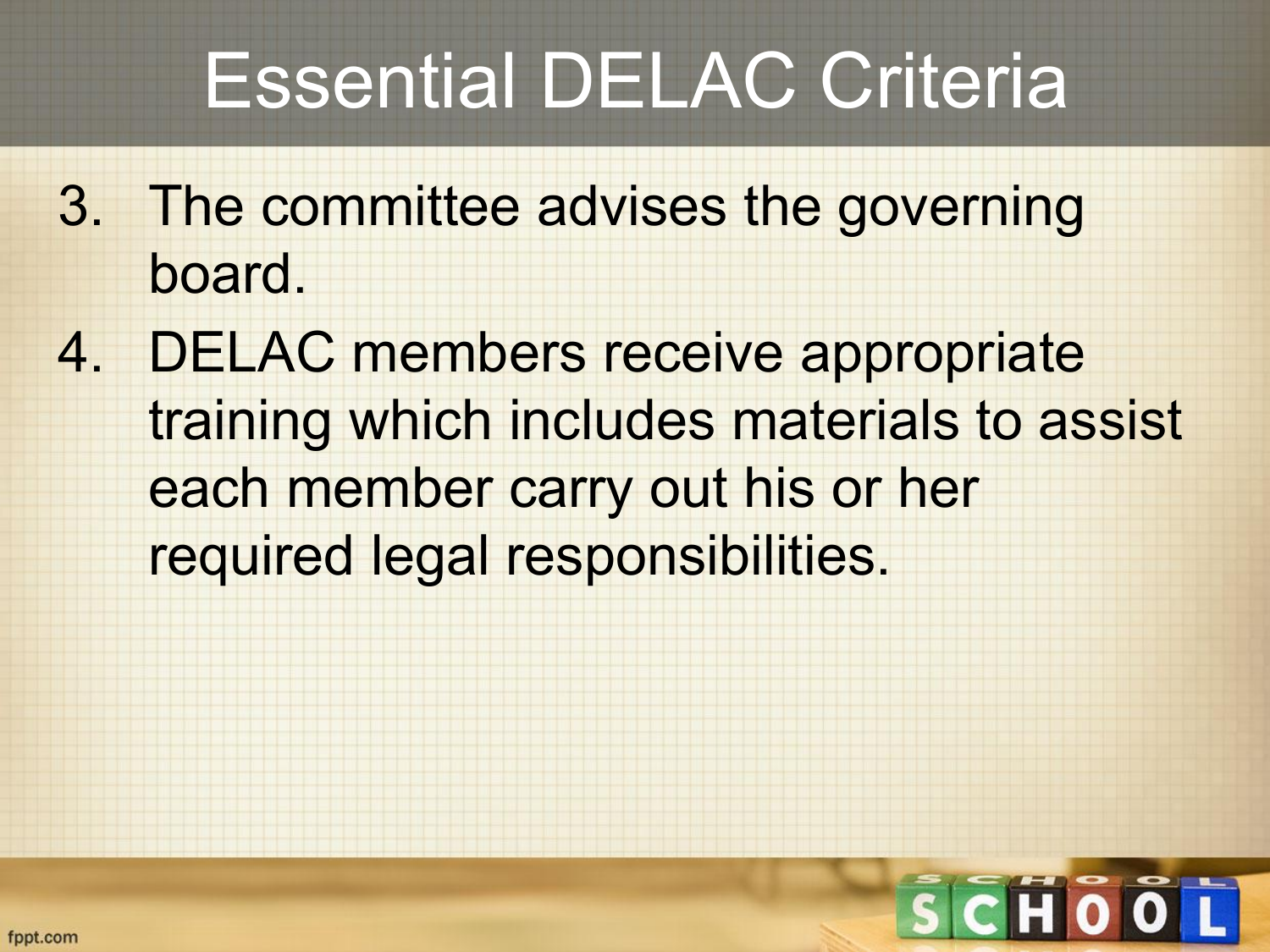# Essential DELAC Criteria

3. The committee advises the governing board.
4. DELAC members receive appropriate training which includes materials to assist each member carry out his or her required legal responsibilities.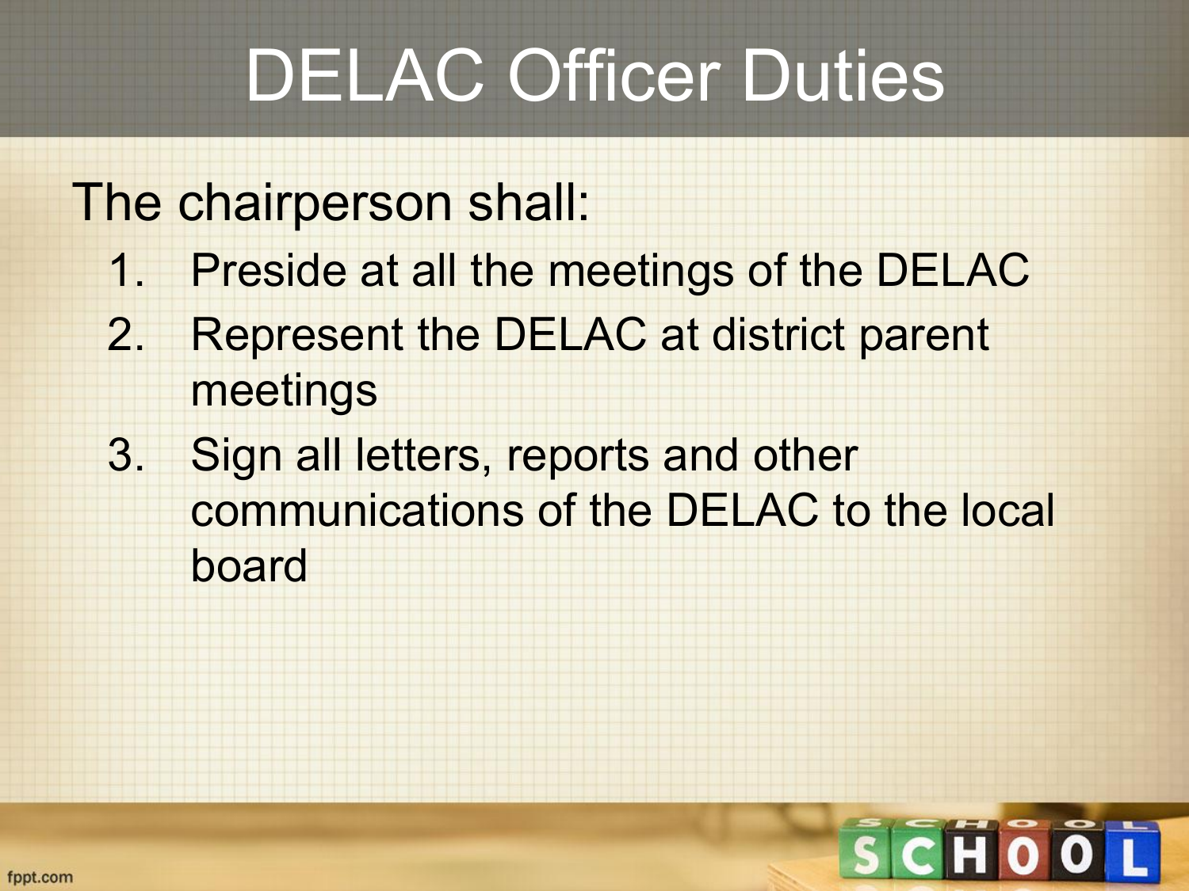# DELAC Officer Duties

The chairperson shall:

1. Preside at all the meetings of the DELAC
2. Represent the DELAC at district parent meetings
3. Sign all letters, reports and other communications of the DELAC to the local board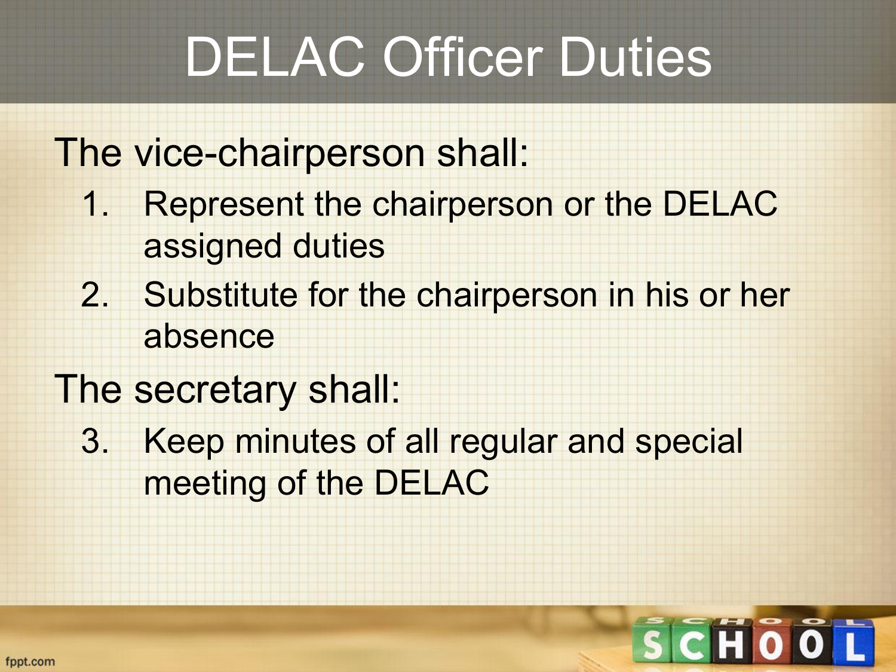# DELAC Officer Duties

The vice-chairperson shall:

1. Represent the chairperson or the DELAC assigned duties
2. Substitute for the chairperson in his or her absence

The secretary shall:

3. Keep minutes of all regular and special meeting of the DELAC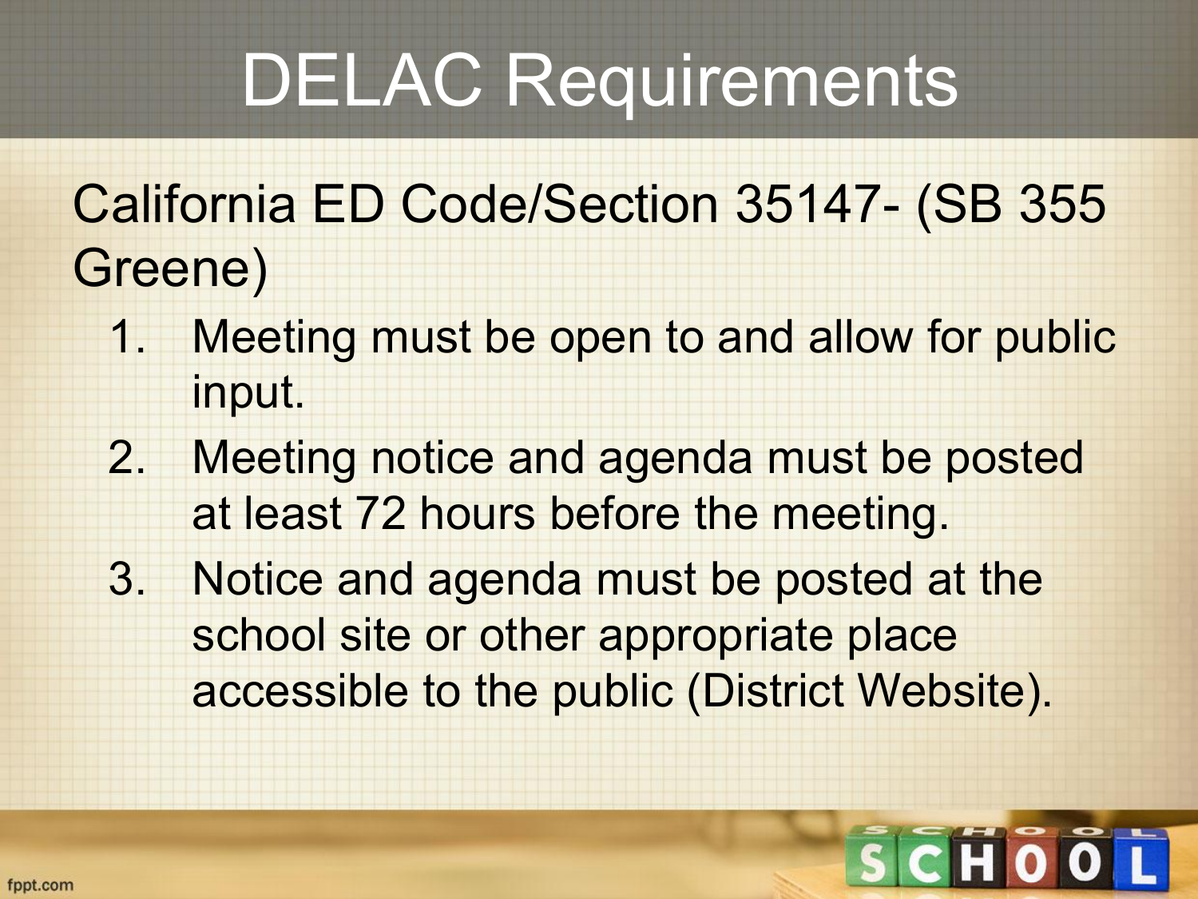# DELAC Requirements

California ED Code/Section 35147- (SB 355 Greene)

1. Meeting must be open to and allow for public input.
2. Meeting notice and agenda must be posted at least 72 hours before the meeting.
3. Notice and agenda must be posted at the school site or other appropriate place accessible to the public (District Website).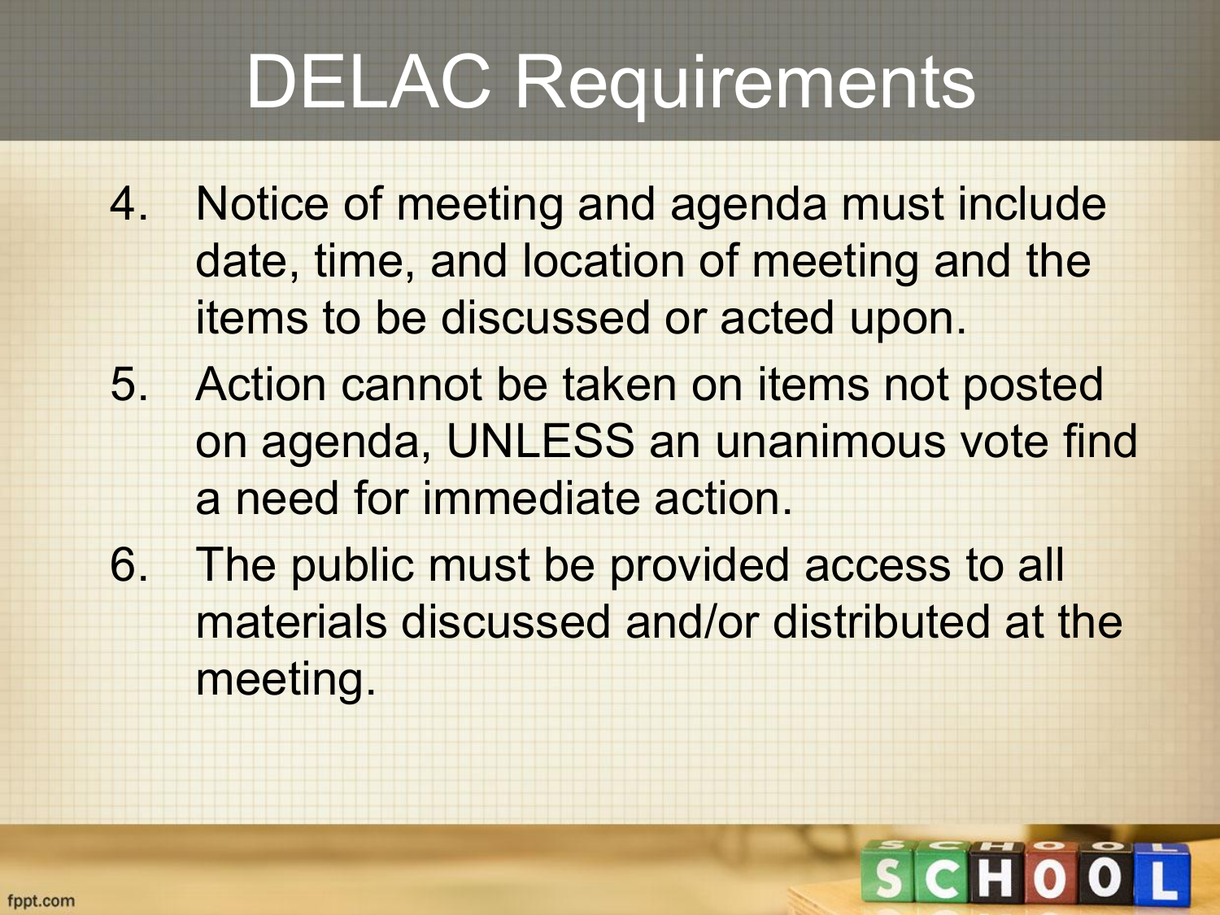# DELAC Requirements

4. Notice of meeting and agenda must include date, time, and location of meeting and the items to be discussed or acted upon.
5. Action cannot be taken on items not posted on agenda, UNLESS an unanimous vote find a need for immediate action.
6. The public must be provided access to all materials discussed and/or distributed at the meeting.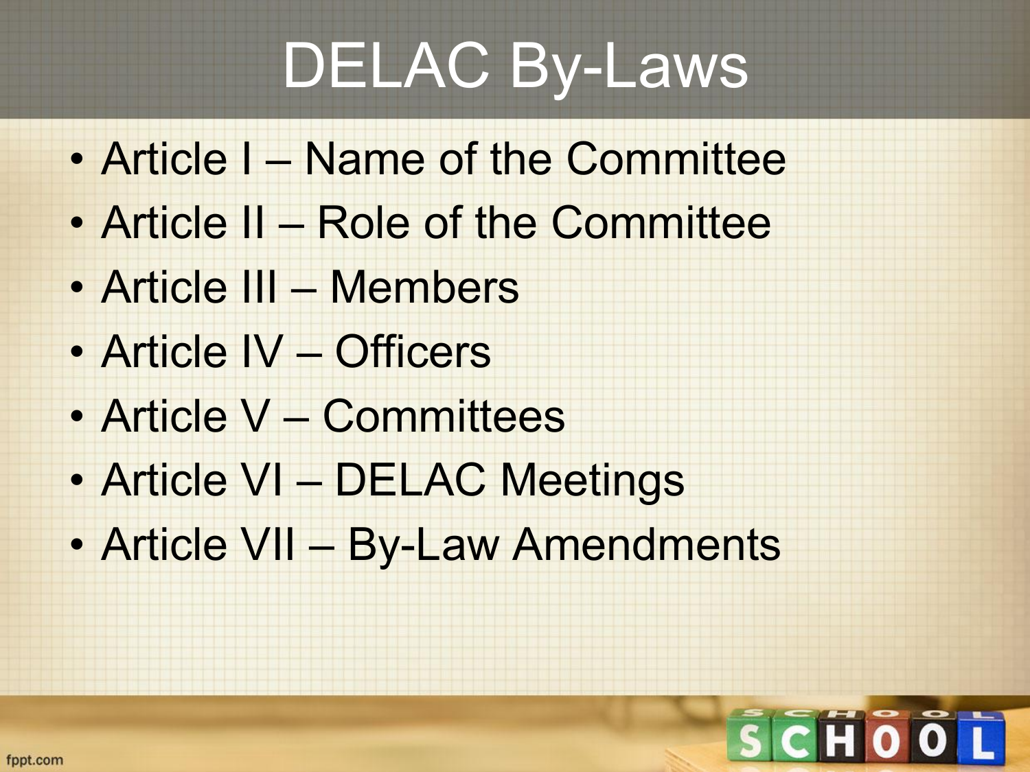# DELAC By-Laws

- Article I – Name of the Committee
- Article II – Role of the Committee
- Article III – Members
- Article IV – Officers
- Article V – Committees
- Article VI – DELAC Meetings
- Article VII – By-Law Amendments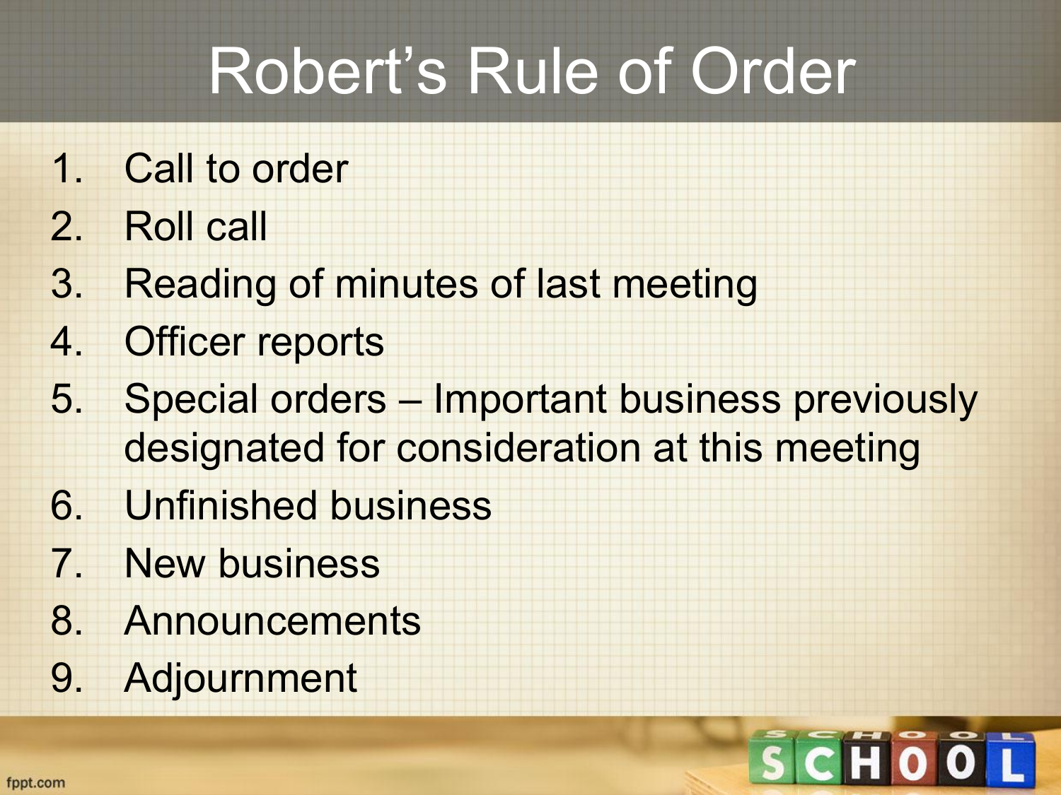# Robert's Rule of Order

1. Call to order
2. Roll call
3. Reading of minutes of last meeting
4. Officer reports
5. Special orders – Important business previously designated for consideration at this meeting
6. Unfinished business
7. New business
8. Announcements
9. Adjournment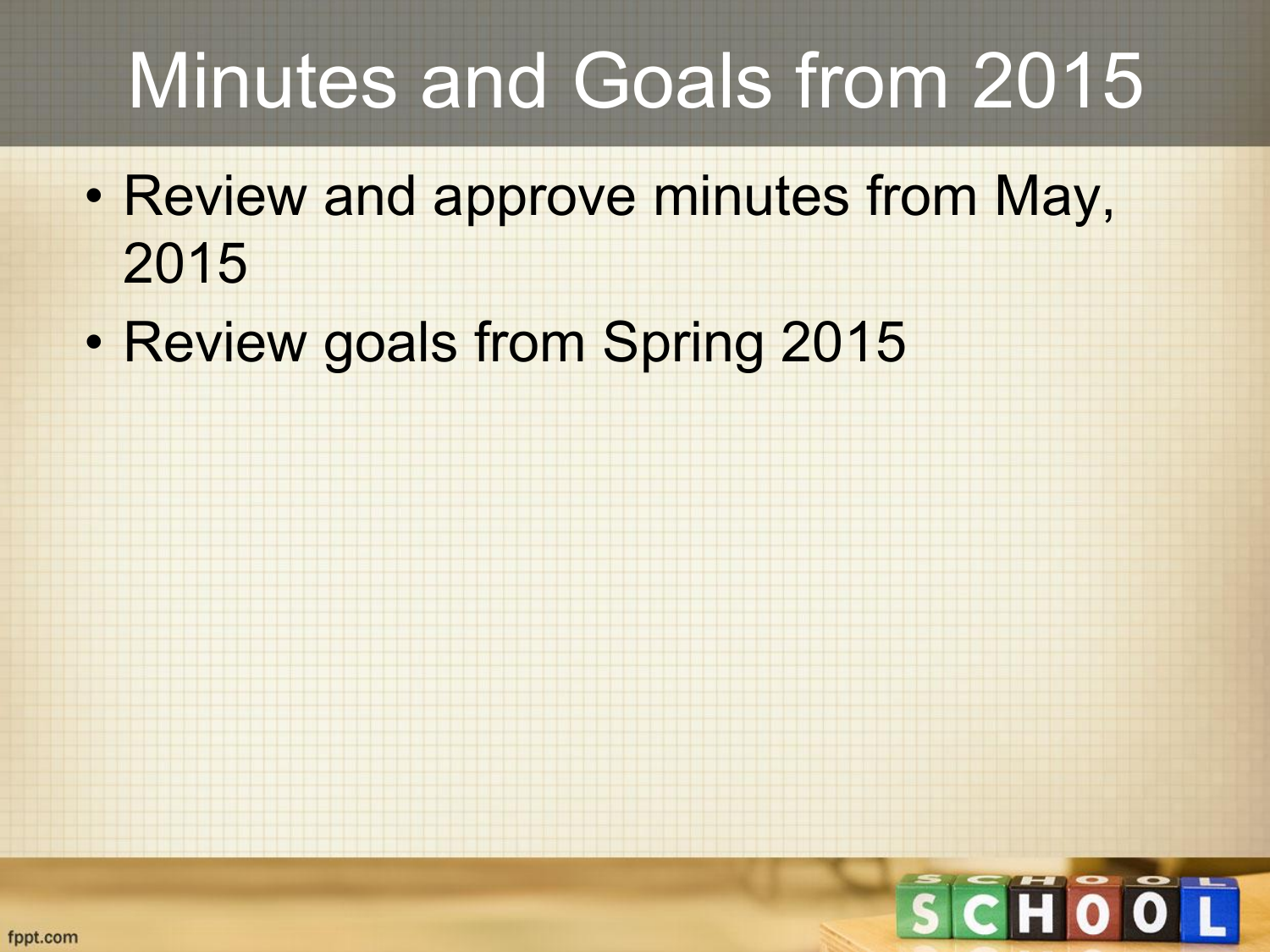# Minutes and Goals from 2015

- Review and approve minutes from May, 2015
- Review goals from Spring 2015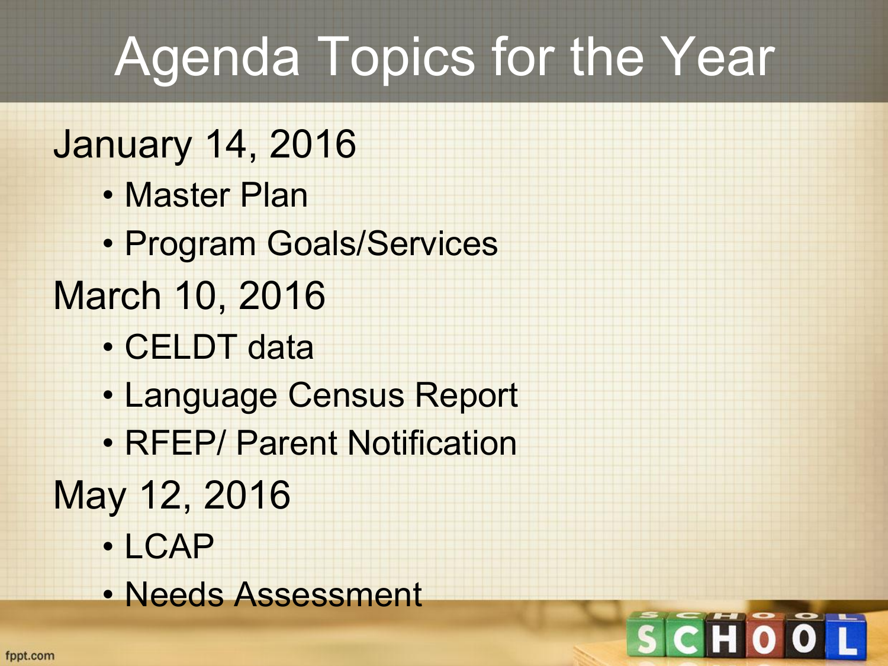# Agenda Topics for the Year

January 14, 2016

- Master Plan
- Program Goals/Services

March 10, 2016

- CELDT data
- Language Census Report
- RFEP/ Parent Notification

May 12, 2016

- LCAP
- Needs Assessment